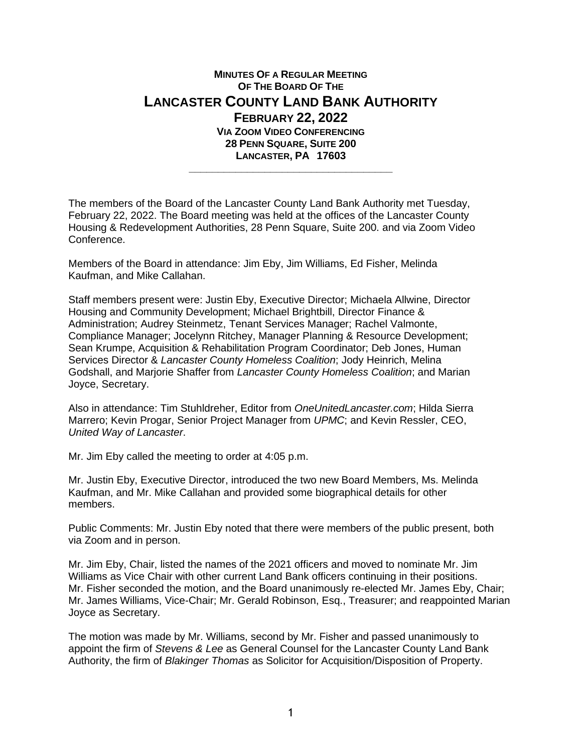# MINUTES OF A REGULAR MEETING
## OF THE BOARD OF THE
# LANCASTER COUNTY LAND BANK AUTHORITY
## FEBRUARY 22, 2022
### VIA ZOOM VIDEO CONFERENCING
### 28 PENN SQUARE, SUITE 200
### LANCASTER, PA 17603

---

The members of the Board of the Lancaster County Land Bank Authority met Tuesday, February 22, 2022. The Board meeting was held at the offices of the Lancaster County Housing & Redevelopment Authorities, 28 Penn Square, Suite 200. and via Zoom Video Conference.

Members of the Board in attendance: Jim Eby, Jim Williams, Ed Fisher, Melinda Kaufman, and Mike Callahan.

Staff members present were: Justin Eby, Executive Director; Michaela Allwine, Director Housing and Community Development; Michael Brightbill, Director Finance & Administration; Audrey Steinmetz, Tenant Services Manager; Rachel Valmonte, Compliance Manager; Jocelynn Ritchey, Manager Planning & Resource Development; Sean Krumpe, Acquisition & Rehabilitation Program Coordinator; Deb Jones, Human Services Director & *Lancaster County Homeless Coalition*; Jody Heinrich, Melina Godshall, and Marjorie Shaffer from *Lancaster County Homeless Coalition*; and Marian Joyce, Secretary.

Also in attendance: Tim Stuhldreher, Editor from *OneUnitedLancaster.com*; Hilda Sierra Marrero; Kevin Progar, Senior Project Manager from *UPMC*; and Kevin Ressler, CEO, *United Way of Lancaster*.

Mr. Jim Eby called the meeting to order at 4:05 p.m.

Mr. Justin Eby, Executive Director, introduced the two new Board Members, Ms. Melinda Kaufman, and Mr. Mike Callahan and provided some biographical details for other members.

Public Comments: Mr. Justin Eby noted that there were members of the public present, both via Zoom and in person.

Mr. Jim Eby, Chair, listed the names of the 2021 officers and moved to nominate Mr. Jim Williams as Vice Chair with other current Land Bank officers continuing in their positions. Mr. Fisher seconded the motion, and the Board unanimously re-elected Mr. James Eby, Chair; Mr. James Williams, Vice-Chair; Mr. Gerald Robinson, Esq., Treasurer; and reappointed Marian Joyce as Secretary.

The motion was made by Mr. Williams, second by Mr. Fisher and passed unanimously to appoint the firm of *Stevens & Lee* as General Counsel for the Lancaster County Land Bank Authority, the firm of *Blakinger Thomas* as Solicitor for Acquisition/Disposition of Property.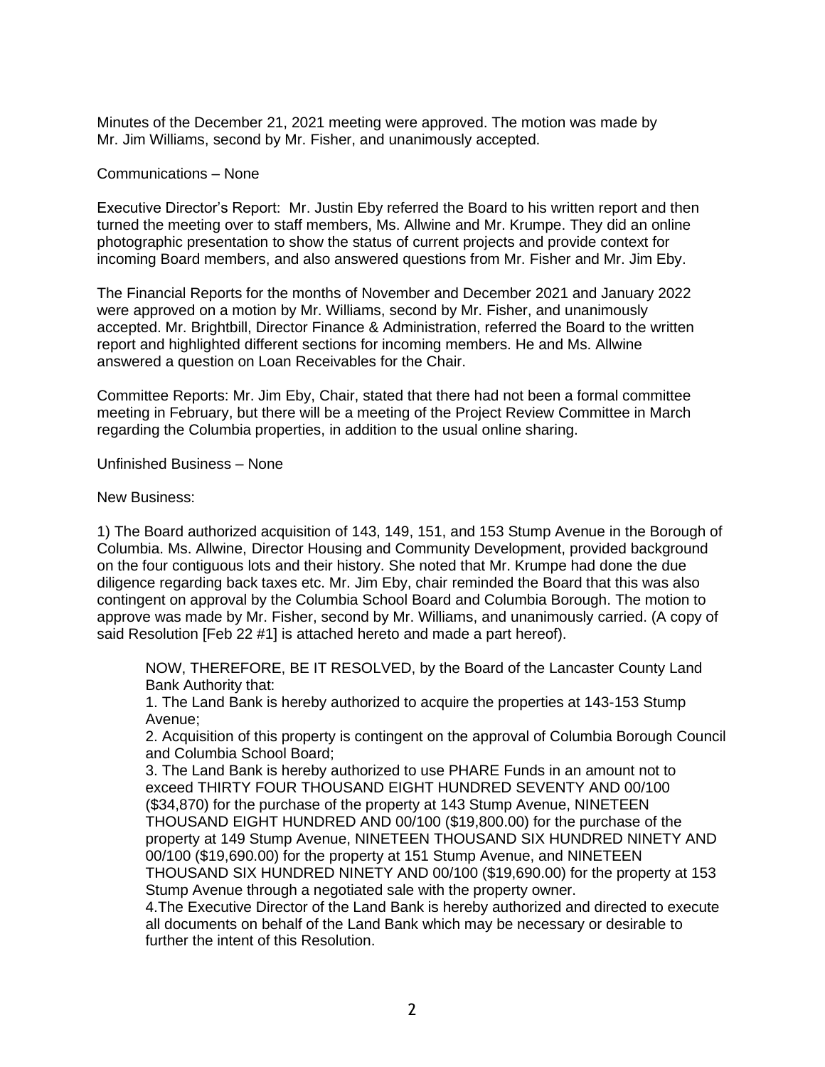Minutes of the December 21, 2021 meeting were approved. The motion was made by Mr. Jim Williams, second by Mr. Fisher, and unanimously accepted.

Communications – None

Executive Director's Report: Mr. Justin Eby referred the Board to his written report and then turned the meeting over to staff members, Ms. Allwine and Mr. Krumpe. They did an online photographic presentation to show the status of current projects and provide context for incoming Board members, and also answered questions from Mr. Fisher and Mr. Jim Eby.

The Financial Reports for the months of November and December 2021 and January 2022 were approved on a motion by Mr. Williams, second by Mr. Fisher, and unanimously accepted. Mr. Brightbill, Director Finance & Administration, referred the Board to the written report and highlighted different sections for incoming members. He and Ms. Allwine answered a question on Loan Receivables for the Chair.

Committee Reports: Mr. Jim Eby, Chair, stated that there had not been a formal committee meeting in February, but there will be a meeting of the Project Review Committee in March regarding the Columbia properties, in addition to the usual online sharing.

Unfinished Business – None

New Business:

1) The Board authorized acquisition of 143, 149, 151, and 153 Stump Avenue in the Borough of Columbia. Ms. Allwine, Director Housing and Community Development, provided background on the four contiguous lots and their history. She noted that Mr. Krumpe had done the due diligence regarding back taxes etc. Mr. Jim Eby, chair reminded the Board that this was also contingent on approval by the Columbia School Board and Columbia Borough. The motion to approve was made by Mr. Fisher, second by Mr. Williams, and unanimously carried. (A copy of said Resolution [Feb 22 #1] is attached hereto and made a part hereof).

> NOW, THEREFORE, BE IT RESOLVED, by the Board of the Lancaster County Land Bank Authority that:
>
> 1. The Land Bank is hereby authorized to acquire the properties at 143-153 Stump Avenue;
> 2. Acquisition of this property is contingent on the approval of Columbia Borough Council and Columbia School Board;
> 3. The Land Bank is hereby authorized to use PHARE Funds in an amount not to exceed THIRTY FOUR THOUSAND EIGHT HUNDRED SEVENTY AND 00/100 ($34,870) for the purchase of the property at 143 Stump Avenue, NINETEEN THOUSAND EIGHT HUNDRED AND 00/100 ($19,800.00) for the purchase of the property at 149 Stump Avenue, NINETEEN THOUSAND SIX HUNDRED NINETY AND 00/100 ($19,690.00) for the property at 151 Stump Avenue, and NINETEEN THOUSAND SIX HUNDRED NINETY AND 00/100 ($19,690.00) for the property at 153 Stump Avenue through a negotiated sale with the property owner.
> 4. The Executive Director of the Land Bank is hereby authorized and directed to execute all documents on behalf of the Land Bank which may be necessary or desirable to further the intent of this Resolution.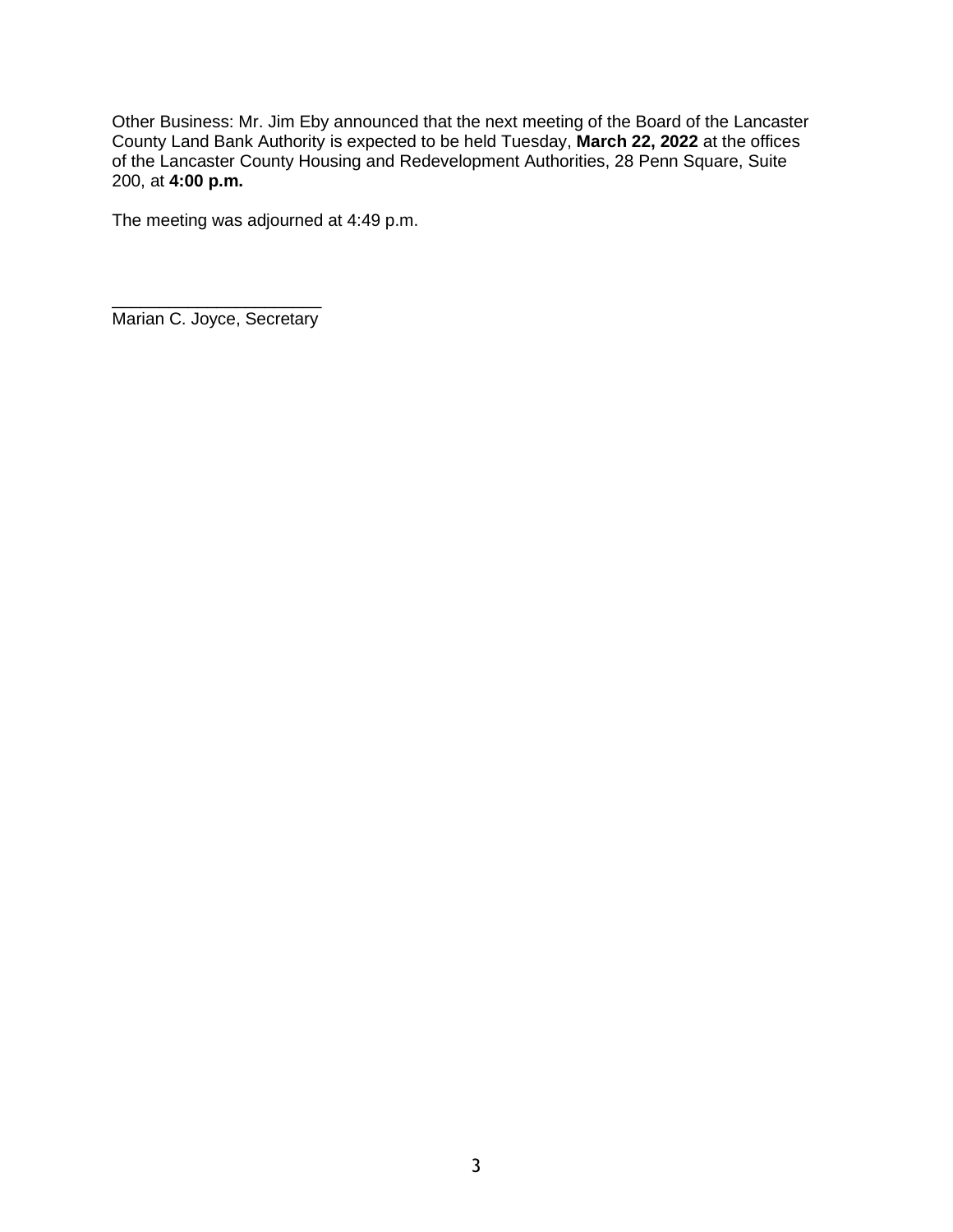Other Business: Mr. Jim Eby announced that the next meeting of the Board of the Lancaster County Land Bank Authority is expected to be held Tuesday, **March 22, 2022** at the offices of the Lancaster County Housing and Redevelopment Authorities, 28 Penn Square, Suite 200, at **4:00 p.m.**

The meeting was adjourned at 4:49 p.m.

______________________
Marian C. Joyce, Secretary